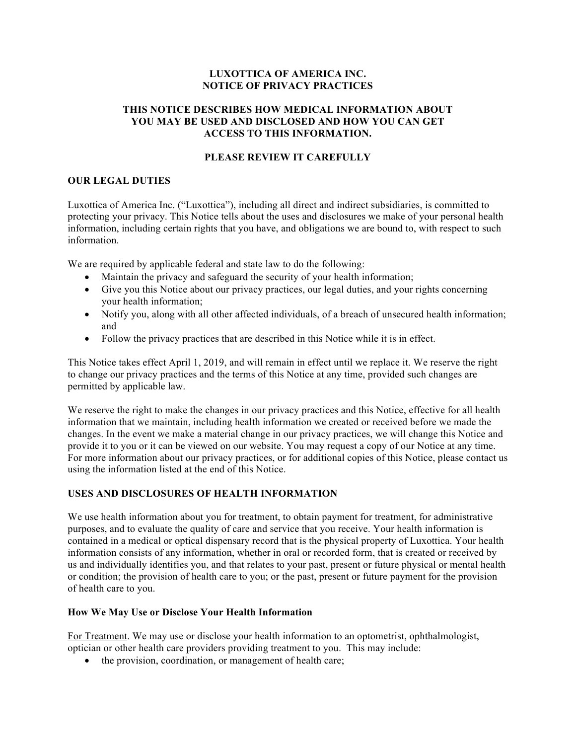# LUXOTTICA OF AMERICA INC.
# NOTICE OF PRIVACY PRACTICES

## THIS NOTICE DESCRIBES HOW MEDICAL INFORMATION ABOUT YOU MAY BE USED AND DISCLOSED AND HOW YOU CAN GET ACCESS TO THIS INFORMATION.

## PLEASE REVIEW IT CAREFULLY

## OUR LEGAL DUTIES

Luxottica of America Inc. ("Luxottica"), including all direct and indirect subsidiaries, is committed to protecting your privacy. This Notice tells about the uses and disclosures we make of your personal health information, including certain rights that you have, and obligations we are bound to, with respect to such information.

We are required by applicable federal and state law to do the following:

- Maintain the privacy and safeguard the security of your health information;
- Give you this Notice about our privacy practices, our legal duties, and your rights concerning your health information;
- Notify you, along with all other affected individuals, of a breach of unsecured health information; and
- Follow the privacy practices that are described in this Notice while it is in effect.

This Notice takes effect April 1, 2019, and will remain in effect until we replace it. We reserve the right to change our privacy practices and the terms of this Notice at any time, provided such changes are permitted by applicable law.

We reserve the right to make the changes in our privacy practices and this Notice, effective for all health information that we maintain, including health information we created or received before we made the changes. In the event we make a material change in our privacy practices, we will change this Notice and provide it to you or it can be viewed on our website. You may request a copy of our Notice at any time. For more information about our privacy practices, or for additional copies of this Notice, please contact us using the information listed at the end of this Notice.

## USES AND DISCLOSURES OF HEALTH INFORMATION

We use health information about you for treatment, to obtain payment for treatment, for administrative purposes, and to evaluate the quality of care and service that you receive. Your health information is contained in a medical or optical dispensary record that is the physical property of Luxottica. Your health information consists of any information, whether in oral or recorded form, that is created or received by us and individually identifies you, and that relates to your past, present or future physical or mental health or condition; the provision of health care to you; or the past, present or future payment for the provision of health care to you.

### How We May Use or Disclose Your Health Information

For Treatment. We may use or disclose your health information to an optometrist, ophthalmologist, optician or other health care providers providing treatment to you. This may include:

- the provision, coordination, or management of health care;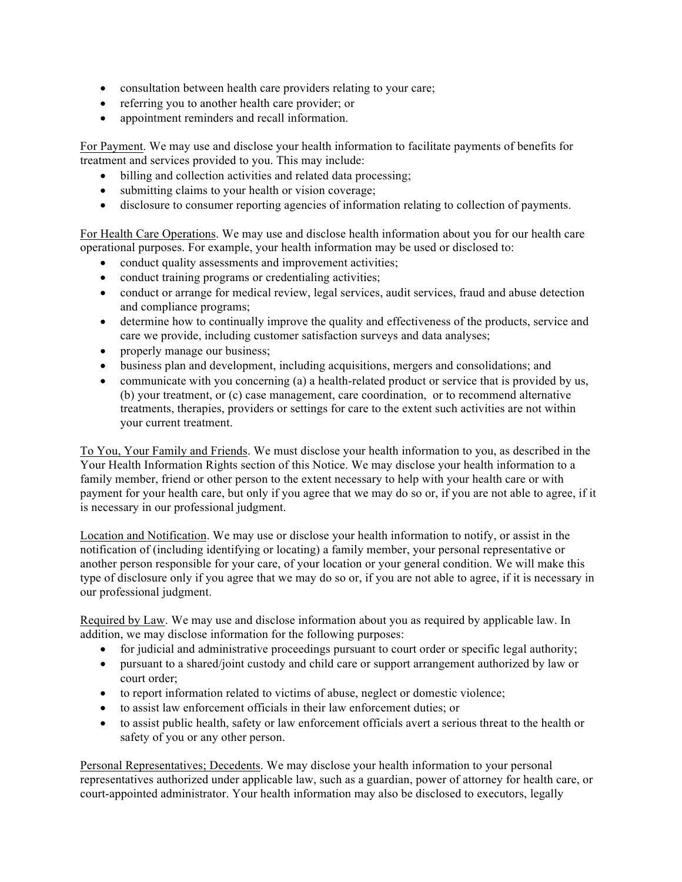- consultation between health care providers relating to your care;
- referring you to another health care provider; or
- appointment reminders and recall information.

For Payment. We may use and disclose your health information to facilitate payments of benefits for treatment and services provided to you. This may include:

- billing and collection activities and related data processing;
- submitting claims to your health or vision coverage;
- disclosure to consumer reporting agencies of information relating to collection of payments.

For Health Care Operations. We may use and disclose health information about you for our health care operational purposes. For example, your health information may be used or disclosed to:

- conduct quality assessments and improvement activities;
- conduct training programs or credentialing activities;
- conduct or arrange for medical review, legal services, audit services, fraud and abuse detection and compliance programs;
- determine how to continually improve the quality and effectiveness of the products, service and care we provide, including customer satisfaction surveys and data analyses;
- properly manage our business;
- business plan and development, including acquisitions, mergers and consolidations; and
- communicate with you concerning (a) a health-related product or service that is provided by us, (b) your treatment, or (c) case management, care coordination, or to recommend alternative treatments, therapies, providers or settings for care to the extent such activities are not within your current treatment.

To You, Your Family and Friends. We must disclose your health information to you, as described in the Your Health Information Rights section of this Notice. We may disclose your health information to a family member, friend or other person to the extent necessary to help with your health care or with payment for your health care, but only if you agree that we may do so or, if you are not able to agree, if it is necessary in our professional judgment.

Location and Notification. We may use or disclose your health information to notify, or assist in the notification of (including identifying or locating) a family member, your personal representative or another person responsible for your care, of your location or your general condition. We will make this type of disclosure only if you agree that we may do so or, if you are not able to agree, if it is necessary in our professional judgment.

Required by Law. We may use and disclose information about you as required by applicable law. In addition, we may disclose information for the following purposes:

- for judicial and administrative proceedings pursuant to court order or specific legal authority;
- pursuant to a shared/joint custody and child care or support arrangement authorized by law or court order;
- to report information related to victims of abuse, neglect or domestic violence;
- to assist law enforcement officials in their law enforcement duties; or
- to assist public health, safety or law enforcement officials avert a serious threat to the health or safety of you or any other person.

Personal Representatives; Decedents. We may disclose your health information to your personal representatives authorized under applicable law, such as a guardian, power of attorney for health care, or court-appointed administrator. Your health information may also be disclosed to executors, legally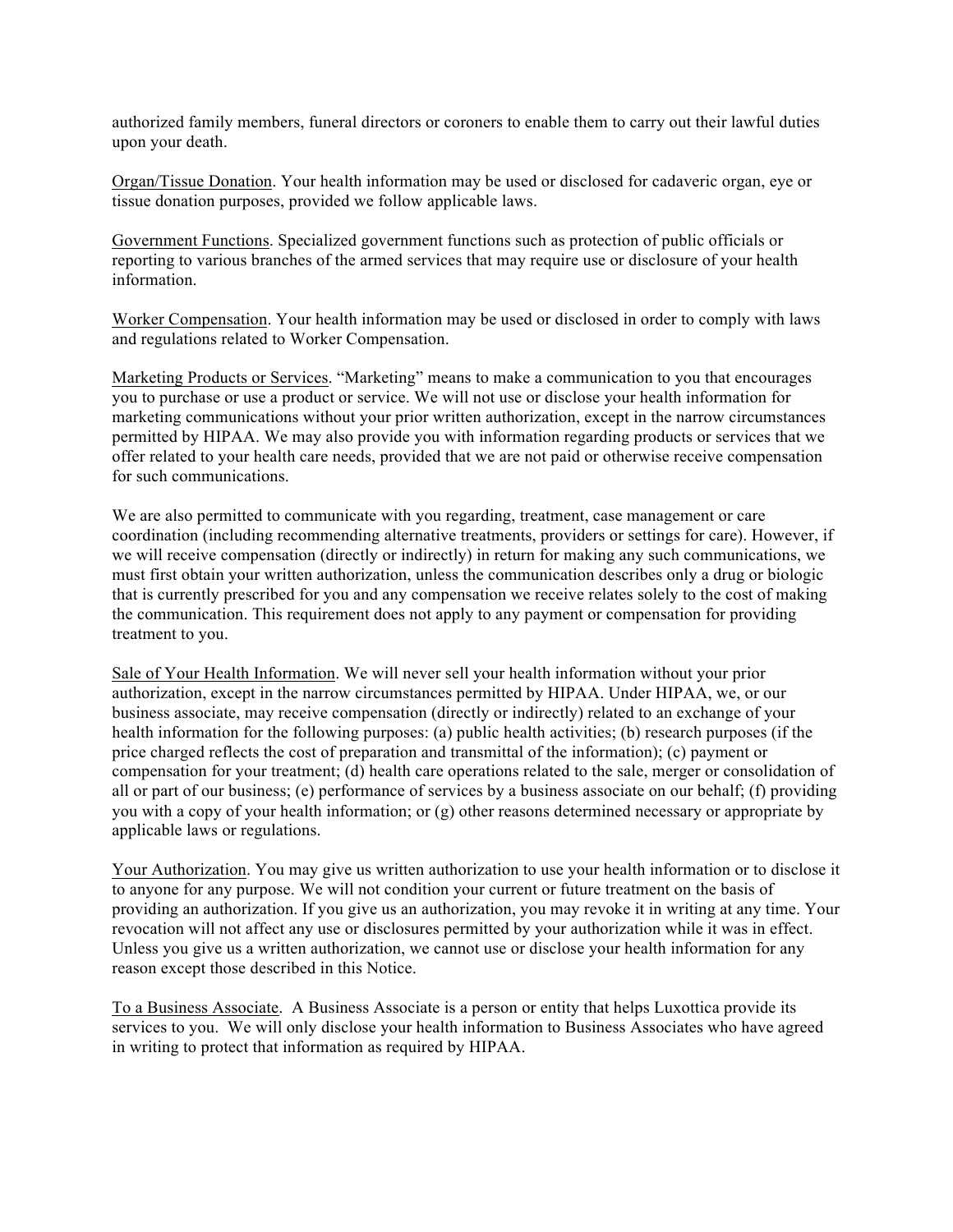authorized family members, funeral directors or coroners to enable them to carry out their lawful duties upon your death.

Organ/Tissue Donation. Your health information may be used or disclosed for cadaveric organ, eye or tissue donation purposes, provided we follow applicable laws.

Government Functions. Specialized government functions such as protection of public officials or reporting to various branches of the armed services that may require use or disclosure of your health information.

Worker Compensation. Your health information may be used or disclosed in order to comply with laws and regulations related to Worker Compensation.

Marketing Products or Services. "Marketing" means to make a communication to you that encourages you to purchase or use a product or service. We will not use or disclose your health information for marketing communications without your prior written authorization, except in the narrow circumstances permitted by HIPAA. We may also provide you with information regarding products or services that we offer related to your health care needs, provided that we are not paid or otherwise receive compensation for such communications.

We are also permitted to communicate with you regarding, treatment, case management or care coordination (including recommending alternative treatments, providers or settings for care). However, if we will receive compensation (directly or indirectly) in return for making any such communications, we must first obtain your written authorization, unless the communication describes only a drug or biologic that is currently prescribed for you and any compensation we receive relates solely to the cost of making the communication. This requirement does not apply to any payment or compensation for providing treatment to you.

Sale of Your Health Information. We will never sell your health information without your prior authorization, except in the narrow circumstances permitted by HIPAA. Under HIPAA, we, or our business associate, may receive compensation (directly or indirectly) related to an exchange of your health information for the following purposes: (a) public health activities; (b) research purposes (if the price charged reflects the cost of preparation and transmittal of the information); (c) payment or compensation for your treatment; (d) health care operations related to the sale, merger or consolidation of all or part of our business; (e) performance of services by a business associate on our behalf; (f) providing you with a copy of your health information; or (g) other reasons determined necessary or appropriate by applicable laws or regulations.

Your Authorization. You may give us written authorization to use your health information or to disclose it to anyone for any purpose. We will not condition your current or future treatment on the basis of providing an authorization. If you give us an authorization, you may revoke it in writing at any time. Your revocation will not affect any use or disclosures permitted by your authorization while it was in effect. Unless you give us a written authorization, we cannot use or disclose your health information for any reason except those described in this Notice.

To a Business Associate. A Business Associate is a person or entity that helps Luxottica provide its services to you. We will only disclose your health information to Business Associates who have agreed in writing to protect that information as required by HIPAA.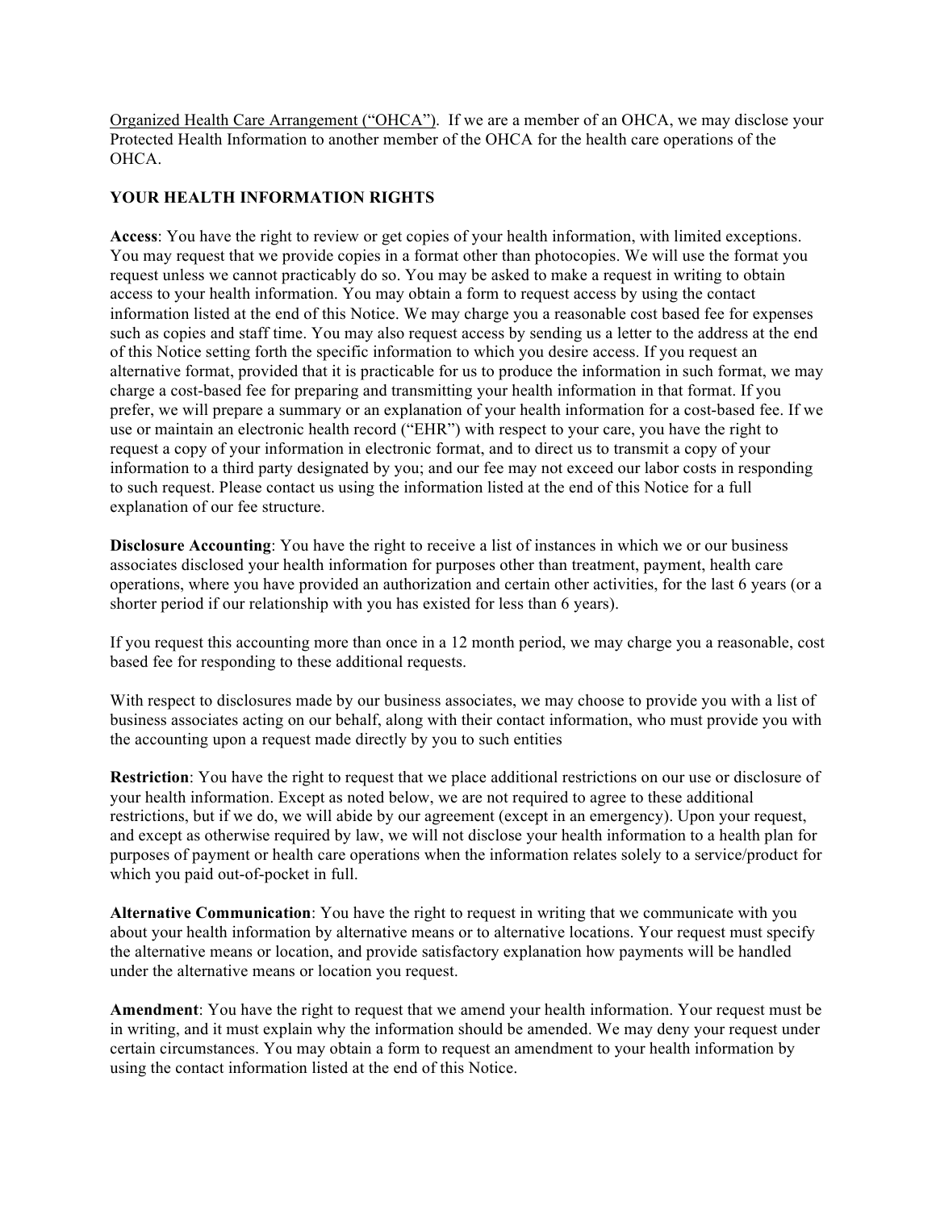Organized Health Care Arrangement ("OHCA"). If we are a member of an OHCA, we may disclose your Protected Health Information to another member of the OHCA for the health care operations of the OHCA.

## YOUR HEALTH INFORMATION RIGHTS

**Access**: You have the right to review or get copies of your health information, with limited exceptions. You may request that we provide copies in a format other than photocopies. We will use the format you request unless we cannot practicably do so. You may be asked to make a request in writing to obtain access to your health information. You may obtain a form to request access by using the contact information listed at the end of this Notice. We may charge you a reasonable cost based fee for expenses such as copies and staff time. You may also request access by sending us a letter to the address at the end of this Notice setting forth the specific information to which you desire access. If you request an alternative format, provided that it is practicable for us to produce the information in such format, we may charge a cost-based fee for preparing and transmitting your health information in that format. If you prefer, we will prepare a summary or an explanation of your health information for a cost-based fee. If we use or maintain an electronic health record ("EHR") with respect to your care, you have the right to request a copy of your information in electronic format, and to direct us to transmit a copy of your information to a third party designated by you; and our fee may not exceed our labor costs in responding to such request. Please contact us using the information listed at the end of this Notice for a full explanation of our fee structure.

**Disclosure Accounting**: You have the right to receive a list of instances in which we or our business associates disclosed your health information for purposes other than treatment, payment, health care operations, where you have provided an authorization and certain other activities, for the last 6 years (or a shorter period if our relationship with you has existed for less than 6 years).

If you request this accounting more than once in a 12 month period, we may charge you a reasonable, cost based fee for responding to these additional requests.

With respect to disclosures made by our business associates, we may choose to provide you with a list of business associates acting on our behalf, along with their contact information, who must provide you with the accounting upon a request made directly by you to such entities

**Restriction**: You have the right to request that we place additional restrictions on our use or disclosure of your health information. Except as noted below, we are not required to agree to these additional restrictions, but if we do, we will abide by our agreement (except in an emergency). Upon your request, and except as otherwise required by law, we will not disclose your health information to a health plan for purposes of payment or health care operations when the information relates solely to a service/product for which you paid out-of-pocket in full.

**Alternative Communication**: You have the right to request in writing that we communicate with you about your health information by alternative means or to alternative locations. Your request must specify the alternative means or location, and provide satisfactory explanation how payments will be handled under the alternative means or location you request.

**Amendment**: You have the right to request that we amend your health information. Your request must be in writing, and it must explain why the information should be amended. We may deny your request under certain circumstances. You may obtain a form to request an amendment to your health information by using the contact information listed at the end of this Notice.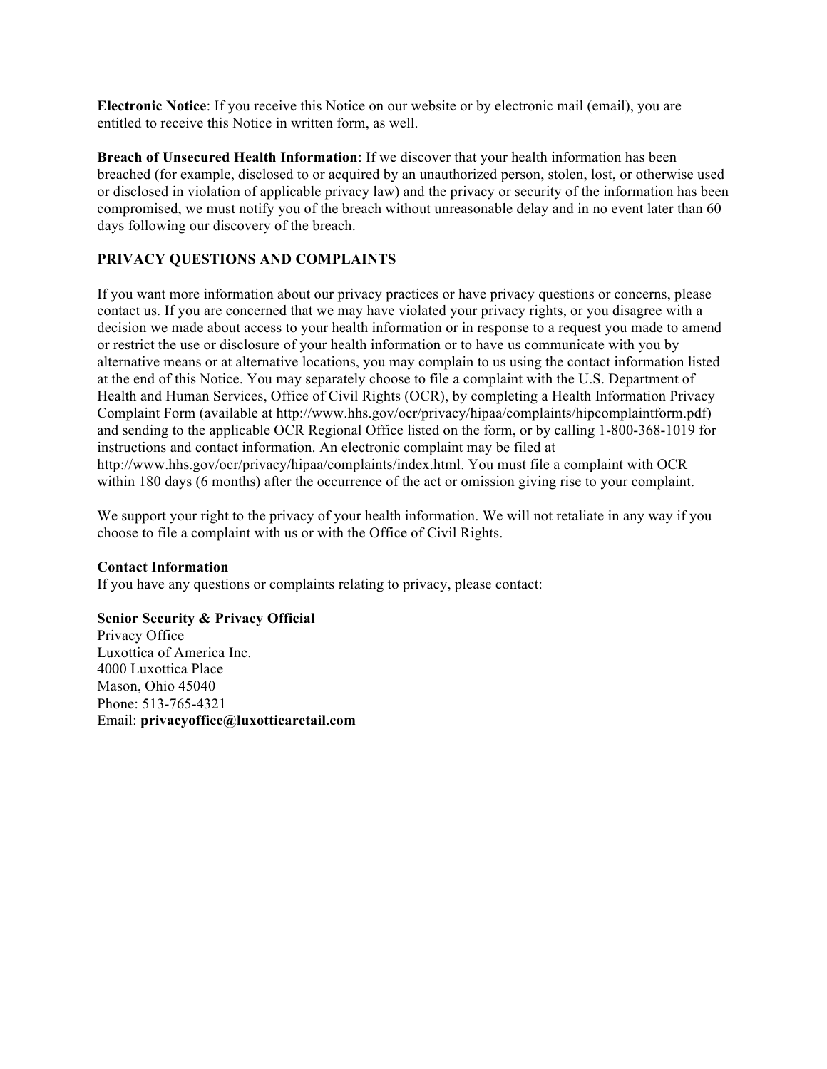**Electronic Notice**: If you receive this Notice on our website or by electronic mail (email), you are entitled to receive this Notice in written form, as well.

**Breach of Unsecured Health Information**: If we discover that your health information has been breached (for example, disclosed to or acquired by an unauthorized person, stolen, lost, or otherwise used or disclosed in violation of applicable privacy law) and the privacy or security of the information has been compromised, we must notify you of the breach without unreasonable delay and in no event later than 60 days following our discovery of the breach.

## PRIVACY QUESTIONS AND COMPLAINTS

If you want more information about our privacy practices or have privacy questions or concerns, please contact us. If you are concerned that we may have violated your privacy rights, or you disagree with a decision we made about access to your health information or in response to a request you made to amend or restrict the use or disclosure of your health information or to have us communicate with you by alternative means or at alternative locations, you may complain to us using the contact information listed at the end of this Notice. You may separately choose to file a complaint with the U.S. Department of Health and Human Services, Office of Civil Rights (OCR), by completing a Health Information Privacy Complaint Form (available at http://www.hhs.gov/ocr/privacy/hipaa/complaints/hipcomplaintform.pdf) and sending to the applicable OCR Regional Office listed on the form, or by calling 1-800-368-1019 for instructions and contact information. An electronic complaint may be filed at http://www.hhs.gov/ocr/privacy/hipaa/complaints/index.html. You must file a complaint with OCR within 180 days (6 months) after the occurrence of the act or omission giving rise to your complaint.

We support your right to the privacy of your health information. We will not retaliate in any way if you choose to file a complaint with us or with the Office of Civil Rights.

**Contact Information**
If you have any questions or complaints relating to privacy, please contact:

**Senior Security & Privacy Official**
Privacy Office
Luxottica of America Inc.
4000 Luxottica Place
Mason, Ohio 45040
Phone: 513-765-4321
Email: **privacyoffice@luxotticaretail.com**